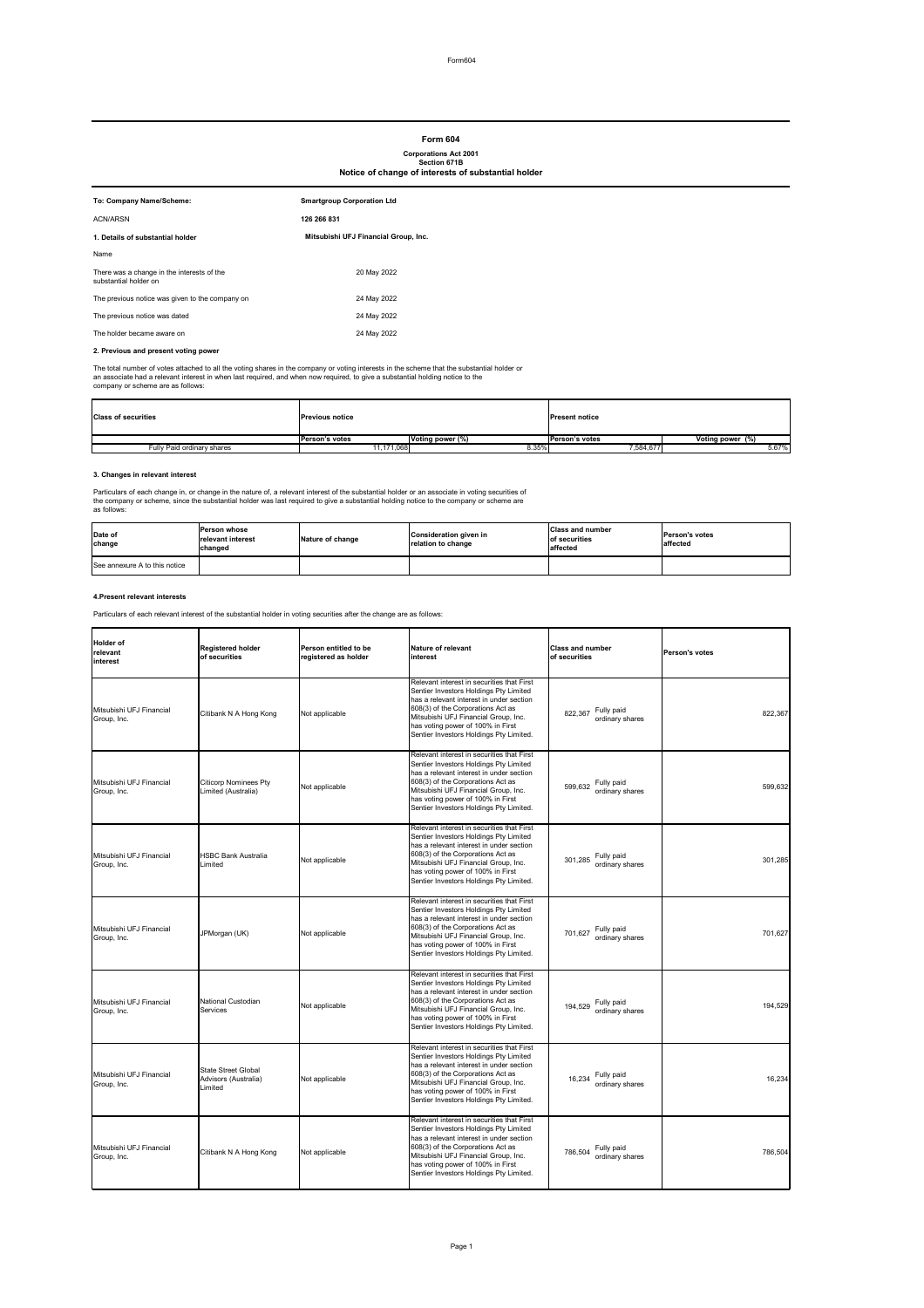# Form 604

**Corporations Act 2001**
**Section 671B**
**Notice of change of interests of substantial holder**

| | |
|---|---|
| **To: Company Name/Scheme:** | **Smartgroup Corporation Ltd** |
| ACN/ARSN | **126 266 831** |
| **1. Details of substantial holder** | **Mitsubishi UFJ Financial Group, Inc.** |
| Name | |
| There was a change in the interests of the substantial holder on | 20 May 2022 |
| The previous notice was given to the company on | 24 May 2022 |
| The previous notice was dated | 24 May 2022 |
| The holder became aware on | 24 May 2022 |

**2. Previous and present voting power**

The total number of votes attached to all the voting shares in the company or voting interests in the scheme that the substantial holder or an associate had a relevant interest in when last required, and when now required, to give a substantial holding notice to the company or scheme are as follows:

| Class of securities | Previous notice | | Present notice | |
|---|---|---|---|---|
| | Person's votes | Voting power (%) | Person's votes | Voting power (%) |
| Fully Paid ordinary shares | 11,171,068 | 8.35% | 7,584,677 | 5.67% |

**3. Changes in relevant interest**

Particulars of each change in, or change in the nature of, a relevant interest of the substantial holder or an associate in voting securities of the company or scheme, since the substantial holder was last required to give a substantial holding notice to the company or scheme are as follows:

| Date of change | Person whose relevant interest changed | Nature of change | Consideration given in relation to change | Class and number of securities affected | Person's votes affected |
|---|---|---|---|---|---|
| See annexure A to this notice | | | | | |

**4.Present relevant interests**

Particulars of each relevant interest of the substantial holder in voting securities after the change are as follows:

| Holder of relevant interest | Registered holder of securities | Person entitled to be registered as holder | Nature of relevant interest | Class and number of securities | Person's votes |
|---|---|---|---|---|---|
| Mitsubishi UFJ Financial Group, Inc. | Citibank N A Hong Kong | Not applicable | Relevant interest in securities that First Sentier Investors Holdings Pty Limited has a relevant interest in under section 608(3) of the Corporations Act as Mitsubishi UFJ Financial Group, Inc. has voting power of 100% in First Sentier Investors Holdings Pty Limited. | 822,367 Fully paid ordinary shares | 822,367 |
| Mitsubishi UFJ Financial Group, Inc. | Citicorp Nominees Pty Limited (Australia) | Not applicable | Relevant interest in securities that First Sentier Investors Holdings Pty Limited has a relevant interest in under section 608(3) of the Corporations Act as Mitsubishi UFJ Financial Group, Inc. has voting power of 100% in First Sentier Investors Holdings Pty Limited. | 599,632 Fully paid ordinary shares | 599,632 |
| Mitsubishi UFJ Financial Group, Inc. | HSBC Bank Australia Limited | Not applicable | Relevant interest in securities that First Sentier Investors Holdings Pty Limited has a relevant interest in under section 608(3) of the Corporations Act as Mitsubishi UFJ Financial Group, Inc. has voting power of 100% in First Sentier Investors Holdings Pty Limited. | 301,285 Fully paid ordinary shares | 301,285 |
| Mitsubishi UFJ Financial Group, Inc. | JPMorgan (UK) | Not applicable | Relevant interest in securities that First Sentier Investors Holdings Pty Limited has a relevant interest in under section 608(3) of the Corporations Act as Mitsubishi UFJ Financial Group, Inc. has voting power of 100% in First Sentier Investors Holdings Pty Limited. | 701,627 Fully paid ordinary shares | 701,627 |
| Mitsubishi UFJ Financial Group, Inc. | National Custodian Services | Not applicable | Relevant interest in securities that First Sentier Investors Holdings Pty Limited has a relevant interest in under section 608(3) of the Corporations Act as Mitsubishi UFJ Financial Group, Inc. has voting power of 100% in First Sentier Investors Holdings Pty Limited. | 194,529 Fully paid ordinary shares | 194,529 |
| Mitsubishi UFJ Financial Group, Inc. | State Street Global Advisors (Australia) Limited | Not applicable | Relevant interest in securities that First Sentier Investors Holdings Pty Limited has a relevant interest in under section 608(3) of the Corporations Act as Mitsubishi UFJ Financial Group, Inc. has voting power of 100% in First Sentier Investors Holdings Pty Limited. | 16,234 Fully paid ordinary shares | 16,234 |
| Mitsubishi UFJ Financial Group, Inc. | Citibank N A Hong Kong | Not applicable | Relevant interest in securities that First Sentier Investors Holdings Pty Limited has a relevant interest in under section 608(3) of the Corporations Act as Mitsubishi UFJ Financial Group, Inc. has voting power of 100% in First Sentier Investors Holdings Pty Limited. | 786,504 Fully paid ordinary shares | 786,504 |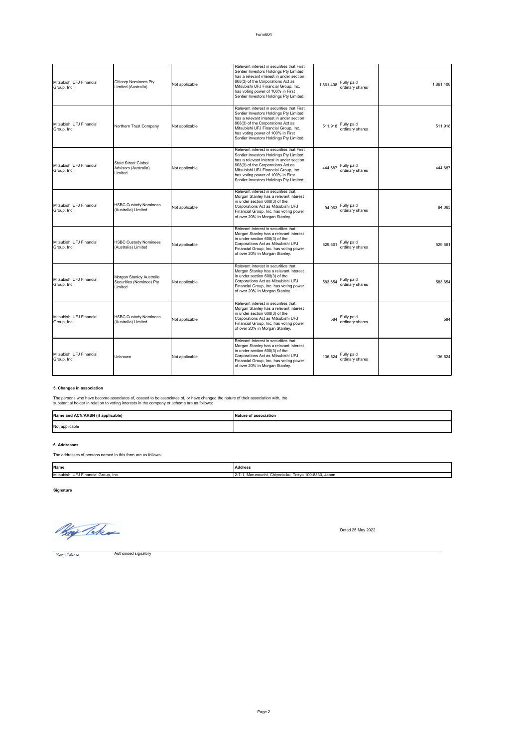| | | | | | |
|---|---|---|---|---|---|
| Mitsubishi UFJ Financial Group, Inc. | Citicorp Nominees Pty Limited (Australia) | Not applicable | Relevant interest in securities that First Sentier Investors Holdings Pty Limited has a relevant interest in under section 608(3) of the Corporations Act as Mitsubishi UFJ Financial Group, Inc. has voting power of 100% in First Sentier Investors Holdings Pty Limited. | 1,861,408 Fully paid ordinary shares | 1,861,408 |
| Mitsubishi UFJ Financial Group, Inc. | Northern Trust Company | Not applicable | Relevant interest in securities that First Sentier Investors Holdings Pty Limited has a relevant interest in under section 608(3) of the Corporations Act as Mitsubishi UFJ Financial Group, Inc. has voting power of 100% in First Sentier Investors Holdings Pty Limited. | 511,918 Fully paid ordinary shares | 511,918 |
| Mitsubishi UFJ Financial Group, Inc. | State Street Global Advisors (Australia) Limited | Not applicable | Relevant interest in securities that First Sentier Investors Holdings Pty Limited has a relevant interest in under section 608(3) of the Corporations Act as Mitsubishi UFJ Financial Group, Inc. has voting power of 100% in First Sentier Investors Holdings Pty Limited. | 444,687 Fully paid ordinary shares | 444,687 |
| Mitsubishi UFJ Financial Group, Inc. | HSBC Custody Nominees (Australia) Limited | Not applicable | Relevant interest in securities that Morgan Stanley has a relevant interest in under section 608(3) of the Corporations Act as Mitsubishi UFJ Financial Group, Inc. has voting power of over 20% in Morgan Stanley. | 94,063 Fully paid ordinary shares | 94,063 |
| Mitsubishi UFJ Financial Group, Inc. | HSBC Custody Nominees (Australia) Limited | Not applicable | Relevant interest in securities that Morgan Stanley has a relevant interest in under section 608(3) of the Corporations Act as Mitsubishi UFJ Financial Group, Inc. has voting power of over 20% in Morgan Stanley. | 529,661 Fully paid ordinary shares | 529,661 |
| Mitsubishi UFJ Financial Group, Inc. | Morgan Stanley Australia Securities (Nominee) Pty Limited | Not applicable | Relevant interest in securities that Morgan Stanley has a relevant interest in under section 608(3) of the Corporations Act as Mitsubishi UFJ Financial Group, Inc. has voting power of over 20% in Morgan Stanley. | 583,654 Fully paid ordinary shares | 583,654 |
| Mitsubishi UFJ Financial Group, Inc. | HSBC Custody Nominees (Australia) Limited | Not applicable | Relevant interest in securities that Morgan Stanley has a relevant interest in under section 608(3) of the Corporations Act as Mitsubishi UFJ Financial Group, Inc. has voting power of over 20% in Morgan Stanley. | 584 Fully paid ordinary shares | 584 |
| Mitsubishi UFJ Financial Group, Inc. | Unknown | Not applicable | Relevant interest in securities that Morgan Stanley has a relevant interest in under section 608(3) of the Corporations Act as Mitsubishi UFJ Financial Group, Inc. has voting power of over 20% in Morgan Stanley. | 136,524 Fully paid ordinary shares | 136,524 |

**5. Changes in association**

The persons who have become associates of, ceased to be associates of, or have changed the nature of their association with, the substantial holder in relation to voting interests in the company or scheme are as follows:

| Name and ACN/ARSN (if applicable) | Nature of association |
|---|---|
| Not applicable | |

**6. Addresses**

The addresses of persons named in this form are as follows:

| Name | Address |
|---|---|
| Mitsubishi UFJ Financial Group, Inc. | 2-7-1, Marunouchi, Chiyoda-ku, Tokyo 100-8330, Japan |

**Signature**

Dated 25 May 2022

Kenji Takase — Authorised signatory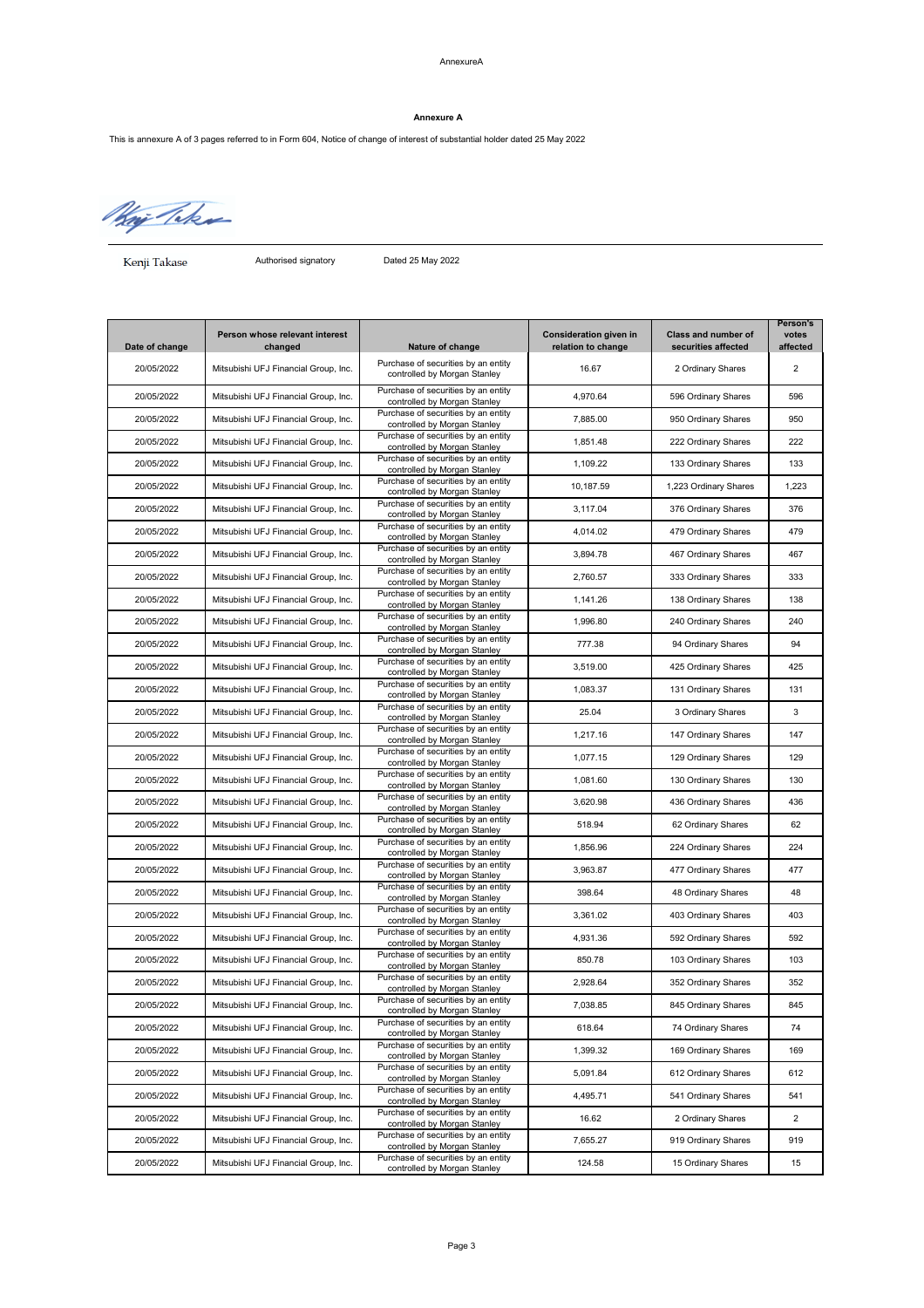AnnexureA

**Annexure A**

This is annexure A of 3 pages referred to in Form 604, Notice of change of interest of substantial holder dated 25 May 2022

Kenji Takase    Authorised signatory    Dated 25 May 2022

| Date of change | Person whose relevant interest changed | Nature of change | Consideration given in relation to change | Class and number of securities affected | Person's votes affected |
|---|---|---|---|---|---|
| 20/05/2022 | Mitsubishi UFJ Financial Group, Inc. | Purchase of securities by an entity controlled by Morgan Stanley | 16.67 | 2 Ordinary Shares | 2 |
| 20/05/2022 | Mitsubishi UFJ Financial Group, Inc. | Purchase of securities by an entity controlled by Morgan Stanley | 4,970.64 | 596 Ordinary Shares | 596 |
| 20/05/2022 | Mitsubishi UFJ Financial Group, Inc. | Purchase of securities by an entity controlled by Morgan Stanley | 7,885.00 | 950 Ordinary Shares | 950 |
| 20/05/2022 | Mitsubishi UFJ Financial Group, Inc. | Purchase of securities by an entity controlled by Morgan Stanley | 1,851.48 | 222 Ordinary Shares | 222 |
| 20/05/2022 | Mitsubishi UFJ Financial Group, Inc. | Purchase of securities by an entity controlled by Morgan Stanley | 1,109.22 | 133 Ordinary Shares | 133 |
| 20/05/2022 | Mitsubishi UFJ Financial Group, Inc. | Purchase of securities by an entity controlled by Morgan Stanley | 10,187.59 | 1,223 Ordinary Shares | 1,223 |
| 20/05/2022 | Mitsubishi UFJ Financial Group, Inc. | Purchase of securities by an entity controlled by Morgan Stanley | 3,117.04 | 376 Ordinary Shares | 376 |
| 20/05/2022 | Mitsubishi UFJ Financial Group, Inc. | Purchase of securities by an entity controlled by Morgan Stanley | 4,014.02 | 479 Ordinary Shares | 479 |
| 20/05/2022 | Mitsubishi UFJ Financial Group, Inc. | Purchase of securities by an entity controlled by Morgan Stanley | 3,894.78 | 467 Ordinary Shares | 467 |
| 20/05/2022 | Mitsubishi UFJ Financial Group, Inc. | Purchase of securities by an entity controlled by Morgan Stanley | 2,760.57 | 333 Ordinary Shares | 333 |
| 20/05/2022 | Mitsubishi UFJ Financial Group, Inc. | Purchase of securities by an entity controlled by Morgan Stanley | 1,141.26 | 138 Ordinary Shares | 138 |
| 20/05/2022 | Mitsubishi UFJ Financial Group, Inc. | Purchase of securities by an entity controlled by Morgan Stanley | 1,996.80 | 240 Ordinary Shares | 240 |
| 20/05/2022 | Mitsubishi UFJ Financial Group, Inc. | Purchase of securities by an entity controlled by Morgan Stanley | 777.38 | 94 Ordinary Shares | 94 |
| 20/05/2022 | Mitsubishi UFJ Financial Group, Inc. | Purchase of securities by an entity controlled by Morgan Stanley | 3,519.00 | 425 Ordinary Shares | 425 |
| 20/05/2022 | Mitsubishi UFJ Financial Group, Inc. | Purchase of securities by an entity controlled by Morgan Stanley | 1,083.37 | 131 Ordinary Shares | 131 |
| 20/05/2022 | Mitsubishi UFJ Financial Group, Inc. | Purchase of securities by an entity controlled by Morgan Stanley | 25.04 | 3 Ordinary Shares | 3 |
| 20/05/2022 | Mitsubishi UFJ Financial Group, Inc. | Purchase of securities by an entity controlled by Morgan Stanley | 1,217.16 | 147 Ordinary Shares | 147 |
| 20/05/2022 | Mitsubishi UFJ Financial Group, Inc. | Purchase of securities by an entity controlled by Morgan Stanley | 1,077.15 | 129 Ordinary Shares | 129 |
| 20/05/2022 | Mitsubishi UFJ Financial Group, Inc. | Purchase of securities by an entity controlled by Morgan Stanley | 1,081.60 | 130 Ordinary Shares | 130 |
| 20/05/2022 | Mitsubishi UFJ Financial Group, Inc. | Purchase of securities by an entity controlled by Morgan Stanley | 3,620.98 | 436 Ordinary Shares | 436 |
| 20/05/2022 | Mitsubishi UFJ Financial Group, Inc. | Purchase of securities by an entity controlled by Morgan Stanley | 518.94 | 62 Ordinary Shares | 62 |
| 20/05/2022 | Mitsubishi UFJ Financial Group, Inc. | Purchase of securities by an entity controlled by Morgan Stanley | 1,856.96 | 224 Ordinary Shares | 224 |
| 20/05/2022 | Mitsubishi UFJ Financial Group, Inc. | Purchase of securities by an entity controlled by Morgan Stanley | 3,963.87 | 477 Ordinary Shares | 477 |
| 20/05/2022 | Mitsubishi UFJ Financial Group, Inc. | Purchase of securities by an entity controlled by Morgan Stanley | 398.64 | 48 Ordinary Shares | 48 |
| 20/05/2022 | Mitsubishi UFJ Financial Group, Inc. | Purchase of securities by an entity controlled by Morgan Stanley | 3,361.02 | 403 Ordinary Shares | 403 |
| 20/05/2022 | Mitsubishi UFJ Financial Group, Inc. | Purchase of securities by an entity controlled by Morgan Stanley | 4,931.36 | 592 Ordinary Shares | 592 |
| 20/05/2022 | Mitsubishi UFJ Financial Group, Inc. | Purchase of securities by an entity controlled by Morgan Stanley | 850.78 | 103 Ordinary Shares | 103 |
| 20/05/2022 | Mitsubishi UFJ Financial Group, Inc. | Purchase of securities by an entity controlled by Morgan Stanley | 2,928.64 | 352 Ordinary Shares | 352 |
| 20/05/2022 | Mitsubishi UFJ Financial Group, Inc. | Purchase of securities by an entity controlled by Morgan Stanley | 7,038.85 | 845 Ordinary Shares | 845 |
| 20/05/2022 | Mitsubishi UFJ Financial Group, Inc. | Purchase of securities by an entity controlled by Morgan Stanley | 618.64 | 74 Ordinary Shares | 74 |
| 20/05/2022 | Mitsubishi UFJ Financial Group, Inc. | Purchase of securities by an entity controlled by Morgan Stanley | 1,399.32 | 169 Ordinary Shares | 169 |
| 20/05/2022 | Mitsubishi UFJ Financial Group, Inc. | Purchase of securities by an entity controlled by Morgan Stanley | 5,091.84 | 612 Ordinary Shares | 612 |
| 20/05/2022 | Mitsubishi UFJ Financial Group, Inc. | Purchase of securities by an entity controlled by Morgan Stanley | 4,495.71 | 541 Ordinary Shares | 541 |
| 20/05/2022 | Mitsubishi UFJ Financial Group, Inc. | Purchase of securities by an entity controlled by Morgan Stanley | 16.62 | 2 Ordinary Shares | 2 |
| 20/05/2022 | Mitsubishi UFJ Financial Group, Inc. | Purchase of securities by an entity controlled by Morgan Stanley | 7,655.27 | 919 Ordinary Shares | 919 |
| 20/05/2022 | Mitsubishi UFJ Financial Group, Inc. | Purchase of securities by an entity controlled by Morgan Stanley | 124.58 | 15 Ordinary Shares | 15 |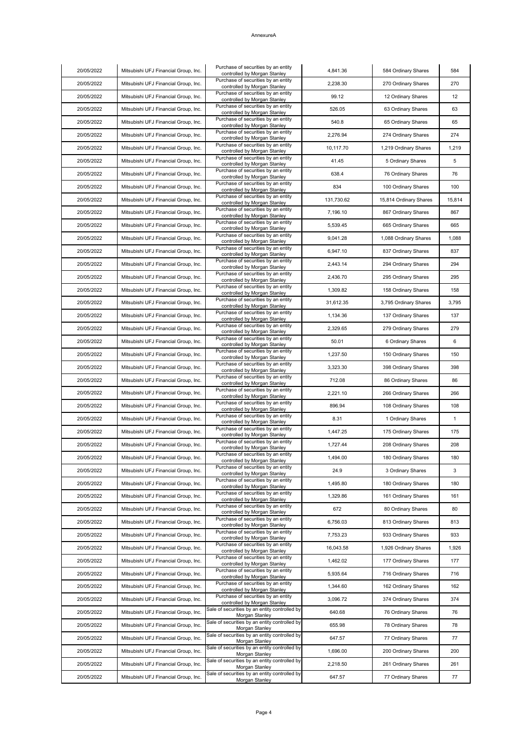AnnexureA

| | | | | | |
|---|---|---|---|---|---|
| 20/05/2022 | Mitsubishi UFJ Financial Group, Inc. | Purchase of securities by an entity controlled by Morgan Stanley | 4,841.36 | 584 Ordinary Shares | 584 |
| 20/05/2022 | Mitsubishi UFJ Financial Group, Inc. | Purchase of securities by an entity controlled by Morgan Stanley | 2,238.30 | 270 Ordinary Shares | 270 |
| 20/05/2022 | Mitsubishi UFJ Financial Group, Inc. | Purchase of securities by an entity controlled by Morgan Stanley | 99.12 | 12 Ordinary Shares | 12 |
| 20/05/2022 | Mitsubishi UFJ Financial Group, Inc. | Purchase of securities by an entity controlled by Morgan Stanley | 526.05 | 63 Ordinary Shares | 63 |
| 20/05/2022 | Mitsubishi UFJ Financial Group, Inc. | Purchase of securities by an entity controlled by Morgan Stanley | 540.8 | 65 Ordinary Shares | 65 |
| 20/05/2022 | Mitsubishi UFJ Financial Group, Inc. | Purchase of securities by an entity controlled by Morgan Stanley | 2,276.94 | 274 Ordinary Shares | 274 |
| 20/05/2022 | Mitsubishi UFJ Financial Group, Inc. | Purchase of securities by an entity controlled by Morgan Stanley | 10,117.70 | 1,219 Ordinary Shares | 1,219 |
| 20/05/2022 | Mitsubishi UFJ Financial Group, Inc. | Purchase of securities by an entity controlled by Morgan Stanley | 41.45 | 5 Ordinary Shares | 5 |
| 20/05/2022 | Mitsubishi UFJ Financial Group, Inc. | Purchase of securities by an entity controlled by Morgan Stanley | 638.4 | 76 Ordinary Shares | 76 |
| 20/05/2022 | Mitsubishi UFJ Financial Group, Inc. | Purchase of securities by an entity controlled by Morgan Stanley | 834 | 100 Ordinary Shares | 100 |
| 20/05/2022 | Mitsubishi UFJ Financial Group, Inc. | Purchase of securities by an entity controlled by Morgan Stanley | 131,730.62 | 15,814 Ordinary Shares | 15,814 |
| 20/05/2022 | Mitsubishi UFJ Financial Group, Inc. | Purchase of securities by an entity controlled by Morgan Stanley | 7,196.10 | 867 Ordinary Shares | 867 |
| 20/05/2022 | Mitsubishi UFJ Financial Group, Inc. | Purchase of securities by an entity controlled by Morgan Stanley | 5,539.45 | 665 Ordinary Shares | 665 |
| 20/05/2022 | Mitsubishi UFJ Financial Group, Inc. | Purchase of securities by an entity controlled by Morgan Stanley | 9,041.28 | 1,088 Ordinary Shares | 1,088 |
| 20/05/2022 | Mitsubishi UFJ Financial Group, Inc. | Purchase of securities by an entity controlled by Morgan Stanley | 6,947.10 | 837 Ordinary Shares | 837 |
| 20/05/2022 | Mitsubishi UFJ Financial Group, Inc. | Purchase of securities by an entity controlled by Morgan Stanley | 2,443.14 | 294 Ordinary Shares | 294 |
| 20/05/2022 | Mitsubishi UFJ Financial Group, Inc. | Purchase of securities by an entity controlled by Morgan Stanley | 2,436.70 | 295 Ordinary Shares | 295 |
| 20/05/2022 | Mitsubishi UFJ Financial Group, Inc. | Purchase of securities by an entity controlled by Morgan Stanley | 1,309.82 | 158 Ordinary Shares | 158 |
| 20/05/2022 | Mitsubishi UFJ Financial Group, Inc. | Purchase of securities by an entity controlled by Morgan Stanley | 31,612.35 | 3,795 Ordinary Shares | 3,795 |
| 20/05/2022 | Mitsubishi UFJ Financial Group, Inc. | Purchase of securities by an entity controlled by Morgan Stanley | 1,134.36 | 137 Ordinary Shares | 137 |
| 20/05/2022 | Mitsubishi UFJ Financial Group, Inc. | Purchase of securities by an entity controlled by Morgan Stanley | 2,329.65 | 279 Ordinary Shares | 279 |
| 20/05/2022 | Mitsubishi UFJ Financial Group, Inc. | Purchase of securities by an entity controlled by Morgan Stanley | 50.01 | 6 Ordinary Shares | 6 |
| 20/05/2022 | Mitsubishi UFJ Financial Group, Inc. | Purchase of securities by an entity controlled by Morgan Stanley | 1,237.50 | 150 Ordinary Shares | 150 |
| 20/05/2022 | Mitsubishi UFJ Financial Group, Inc. | Purchase of securities by an entity controlled by Morgan Stanley | 3,323.30 | 398 Ordinary Shares | 398 |
| 20/05/2022 | Mitsubishi UFJ Financial Group, Inc. | Purchase of securities by an entity controlled by Morgan Stanley | 712.08 | 86 Ordinary Shares | 86 |
| 20/05/2022 | Mitsubishi UFJ Financial Group, Inc. | Purchase of securities by an entity controlled by Morgan Stanley | 2,221.10 | 266 Ordinary Shares | 266 |
| 20/05/2022 | Mitsubishi UFJ Financial Group, Inc. | Purchase of securities by an entity controlled by Morgan Stanley | 896.94 | 108 Ordinary Shares | 108 |
| 20/05/2022 | Mitsubishi UFJ Financial Group, Inc. | Purchase of securities by an entity controlled by Morgan Stanley | 8.31 | 1 Ordinary Shares | 1 |
| 20/05/2022 | Mitsubishi UFJ Financial Group, Inc. | Purchase of securities by an entity controlled by Morgan Stanley | 1,447.25 | 175 Ordinary Shares | 175 |
| 20/05/2022 | Mitsubishi UFJ Financial Group, Inc. | Purchase of securities by an entity controlled by Morgan Stanley | 1,727.44 | 208 Ordinary Shares | 208 |
| 20/05/2022 | Mitsubishi UFJ Financial Group, Inc. | Purchase of securities by an entity controlled by Morgan Stanley | 1,494.00 | 180 Ordinary Shares | 180 |
| 20/05/2022 | Mitsubishi UFJ Financial Group, Inc. | Purchase of securities by an entity controlled by Morgan Stanley | 24.9 | 3 Ordinary Shares | 3 |
| 20/05/2022 | Mitsubishi UFJ Financial Group, Inc. | Purchase of securities by an entity controlled by Morgan Stanley | 1,495.80 | 180 Ordinary Shares | 180 |
| 20/05/2022 | Mitsubishi UFJ Financial Group, Inc. | Purchase of securities by an entity controlled by Morgan Stanley | 1,329.86 | 161 Ordinary Shares | 161 |
| 20/05/2022 | Mitsubishi UFJ Financial Group, Inc. | Purchase of securities by an entity controlled by Morgan Stanley | 672 | 80 Ordinary Shares | 80 |
| 20/05/2022 | Mitsubishi UFJ Financial Group, Inc. | Purchase of securities by an entity controlled by Morgan Stanley | 6,756.03 | 813 Ordinary Shares | 813 |
| 20/05/2022 | Mitsubishi UFJ Financial Group, Inc. | Purchase of securities by an entity controlled by Morgan Stanley | 7,753.23 | 933 Ordinary Shares | 933 |
| 20/05/2022 | Mitsubishi UFJ Financial Group, Inc. | Purchase of securities by an entity controlled by Morgan Stanley | 16,043.58 | 1,926 Ordinary Shares | 1,926 |
| 20/05/2022 | Mitsubishi UFJ Financial Group, Inc. | Purchase of securities by an entity controlled by Morgan Stanley | 1,462.02 | 177 Ordinary Shares | 177 |
| 20/05/2022 | Mitsubishi UFJ Financial Group, Inc. | Purchase of securities by an entity controlled by Morgan Stanley | 5,935.64 | 716 Ordinary Shares | 716 |
| 20/05/2022 | Mitsubishi UFJ Financial Group, Inc. | Purchase of securities by an entity controlled by Morgan Stanley | 1,344.60 | 162 Ordinary Shares | 162 |
| 20/05/2022 | Mitsubishi UFJ Financial Group, Inc. | Purchase of securities by an entity controlled by Morgan Stanley | 3,096.72 | 374 Ordinary Shares | 374 |
| 20/05/2022 | Mitsubishi UFJ Financial Group, Inc. | Sale of securities by an entity controlled by Morgan Stanley | 640.68 | 76 Ordinary Shares | 76 |
| 20/05/2022 | Mitsubishi UFJ Financial Group, Inc. | Sale of securities by an entity controlled by Morgan Stanley | 655.98 | 78 Ordinary Shares | 78 |
| 20/05/2022 | Mitsubishi UFJ Financial Group, Inc. | Sale of securities by an entity controlled by Morgan Stanley | 647.57 | 77 Ordinary Shares | 77 |
| 20/05/2022 | Mitsubishi UFJ Financial Group, Inc. | Sale of securities by an entity controlled by Morgan Stanley | 1,696.00 | 200 Ordinary Shares | 200 |
| 20/05/2022 | Mitsubishi UFJ Financial Group, Inc. | Sale of securities by an entity controlled by Morgan Stanley | 2,218.50 | 261 Ordinary Shares | 261 |
| 20/05/2022 | Mitsubishi UFJ Financial Group, Inc. | Sale of securities by an entity controlled by Morgan Stanley | 647.57 | 77 Ordinary Shares | 77 |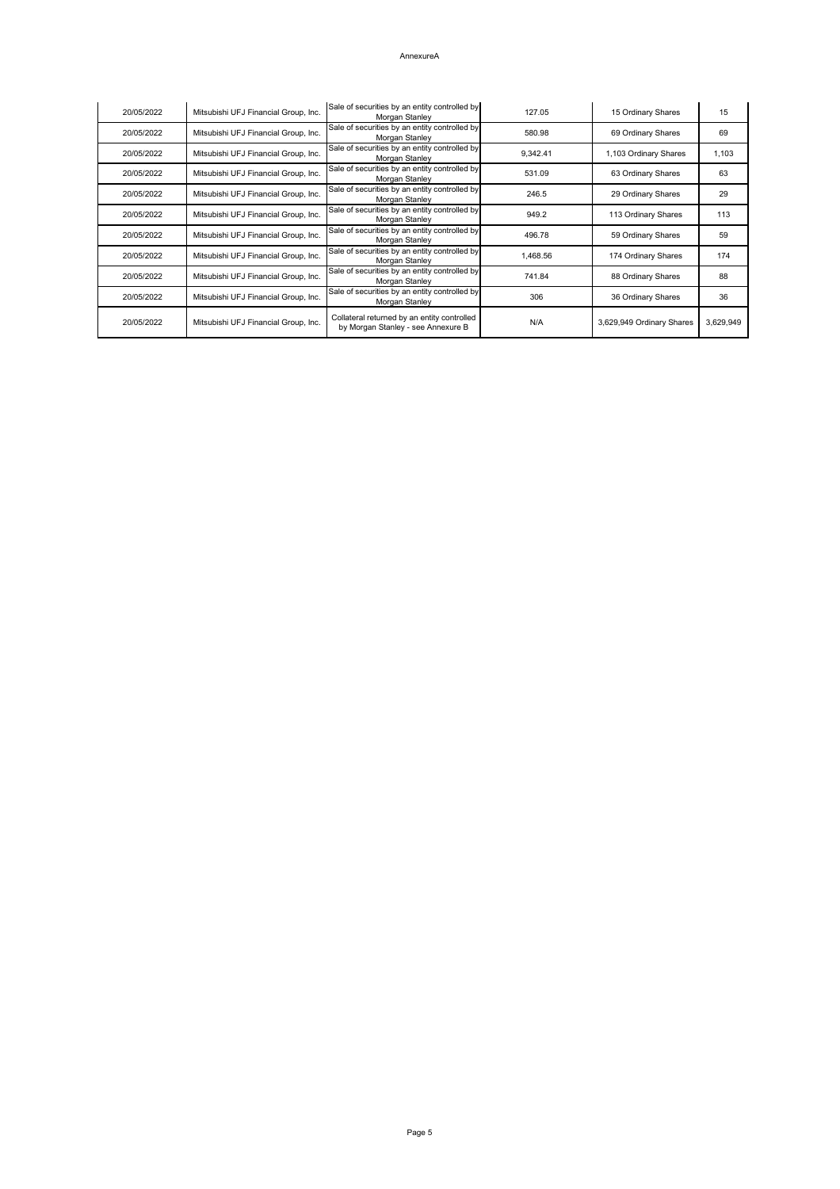AnnexureA

| | | | | | |
|---|---|---|---|---|---|
| 20/05/2022 | Mitsubishi UFJ Financial Group, Inc. | Sale of securities by an entity controlled by Morgan Stanley | 127.05 | 15 Ordinary Shares | 15 |
| 20/05/2022 | Mitsubishi UFJ Financial Group, Inc. | Sale of securities by an entity controlled by Morgan Stanley | 580.98 | 69 Ordinary Shares | 69 |
| 20/05/2022 | Mitsubishi UFJ Financial Group, Inc. | Sale of securities by an entity controlled by Morgan Stanley | 9,342.41 | 1,103 Ordinary Shares | 1,103 |
| 20/05/2022 | Mitsubishi UFJ Financial Group, Inc. | Sale of securities by an entity controlled by Morgan Stanley | 531.09 | 63 Ordinary Shares | 63 |
| 20/05/2022 | Mitsubishi UFJ Financial Group, Inc. | Sale of securities by an entity controlled by Morgan Stanley | 246.5 | 29 Ordinary Shares | 29 |
| 20/05/2022 | Mitsubishi UFJ Financial Group, Inc. | Sale of securities by an entity controlled by Morgan Stanley | 949.2 | 113 Ordinary Shares | 113 |
| 20/05/2022 | Mitsubishi UFJ Financial Group, Inc. | Sale of securities by an entity controlled by Morgan Stanley | 496.78 | 59 Ordinary Shares | 59 |
| 20/05/2022 | Mitsubishi UFJ Financial Group, Inc. | Sale of securities by an entity controlled by Morgan Stanley | 1,468.56 | 174 Ordinary Shares | 174 |
| 20/05/2022 | Mitsubishi UFJ Financial Group, Inc. | Sale of securities by an entity controlled by Morgan Stanley | 741.84 | 88 Ordinary Shares | 88 |
| 20/05/2022 | Mitsubishi UFJ Financial Group, Inc. | Sale of securities by an entity controlled by Morgan Stanley | 306 | 36 Ordinary Shares | 36 |
| 20/05/2022 | Mitsubishi UFJ Financial Group, Inc. | Collateral returned by an entity controlled by Morgan Stanley - see Annexure B | N/A | 3,629,949 Ordinary Shares | 3,629,949 |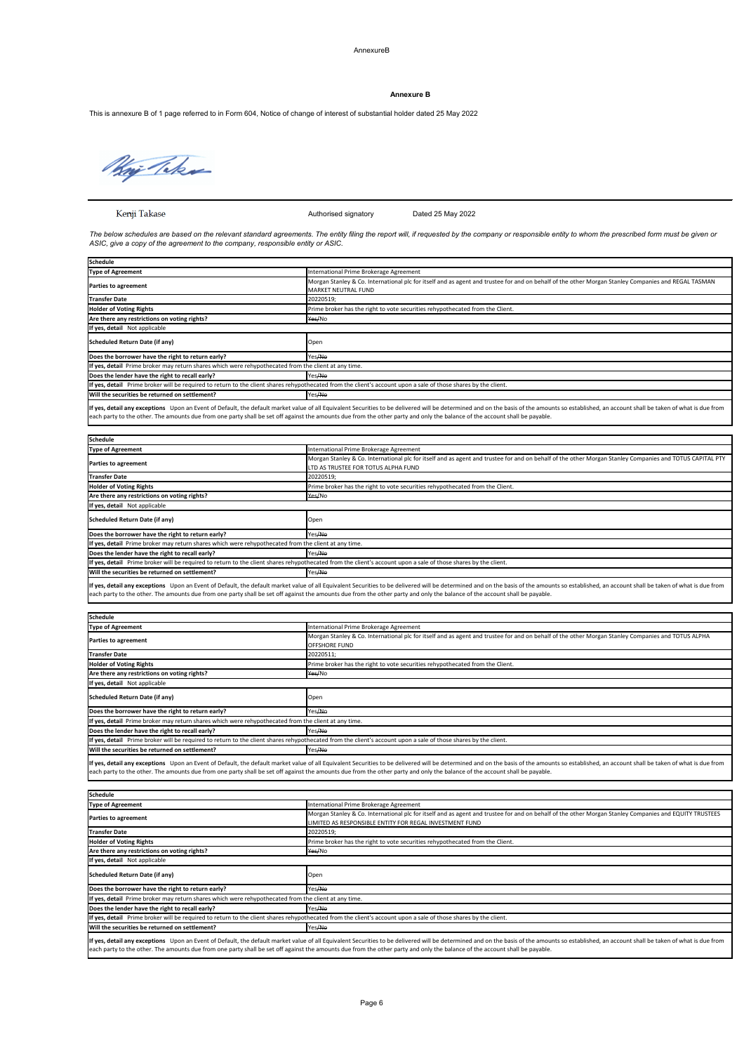## Annexure B

This is annexure B of 1 page referred to in Form 604, Notice of change of interest of substantial holder dated 25 May 2022

Kenji Takase Authorised signatory Dated 25 May 2022

*The below schedules are based on the relevant standard agreements. The entity filing the report will, if requested by the company or responsible entity to whom the prescribed form must be given or ASIC, give a copy of the agreement to the company, responsible entity or ASIC.*

| **Schedule** | |
|---|---|
| **Type of Agreement** | International Prime Brokerage Agreement |
| **Parties to agreement** | Morgan Stanley & Co. International plc for itself and as agent and trustee for and on behalf of the other Morgan Stanley Companies and REGAL TASMAN MARKET NEUTRAL FUND |
| **Transfer Date** | 20220519; |
| **Holder of Voting Rights** | Prime broker has the right to vote securities rehypothecated from the Client. |
| **Are there any restrictions on voting rights?** | ~~Yes~~/No |
| **If yes, detail** Not applicable | |
| **Scheduled Return Date (if any)** | Open |
| **Does the borrower have the right to return early?** | Yes/~~No~~ |
| **If yes, detail** Prime broker may return shares which were rehypothecated from the client at any time. | |
| **Does the lender have the right to recall early?** | Yes/~~No~~ |
| **If yes, detail** Prime broker will be required to return to the client shares rehypothecated from the client's account upon a sale of those shares by the client. | |
| **Will the securities be returned on settlement?** | Yes/~~No~~ |
| **If yes, detail any exceptions** Upon an Event of Default, the default market value of all Equivalent Securities to be delivered will be determined and on the basis of the amounts so established, an account shall be taken of what is due from each party to the other. The amounts due from one party shall be set off against the amounts due from the other party and only the balance of the account shall be payable. | |

| **Schedule** | |
|---|---|
| **Type of Agreement** | International Prime Brokerage Agreement |
| **Parties to agreement** | Morgan Stanley & Co. International plc for itself and as agent and trustee for and on behalf of the other Morgan Stanley Companies and TOTUS CAPITAL PTY LTD AS TRUSTEE FOR TOTUS ALPHA FUND |
| **Transfer Date** | 20220519; |
| **Holder of Voting Rights** | Prime broker has the right to vote securities rehypothecated from the Client. |
| **Are there any restrictions on voting rights?** | ~~Yes~~/No |
| **If yes, detail** Not applicable | |
| **Scheduled Return Date (if any)** | Open |
| **Does the borrower have the right to return early?** | Yes/~~No~~ |
| **If yes, detail** Prime broker may return shares which were rehypothecated from the client at any time. | |
| **Does the lender have the right to recall early?** | Yes/~~No~~ |
| **If yes, detail** Prime broker will be required to return to the client shares rehypothecated from the client's account upon a sale of those shares by the client. | |
| **Will the securities be returned on settlement?** | Yes/~~No~~ |
| **If yes, detail any exceptions** Upon an Event of Default, the default market value of all Equivalent Securities to be delivered will be determined and on the basis of the amounts so established, an account shall be taken of what is due from each party to the other. The amounts due from one party shall be set off against the amounts due from the other party and only the balance of the account shall be payable. | |

| **Schedule** | |
|---|---|
| **Type of Agreement** | International Prime Brokerage Agreement |
| **Parties to agreement** | Morgan Stanley & Co. International plc for itself and as agent and trustee for and on behalf of the other Morgan Stanley Companies and TOTUS ALPHA OFFSHORE FUND |
| **Transfer Date** | 20220511; |
| **Holder of Voting Rights** | Prime broker has the right to vote securities rehypothecated from the Client. |
| **Are there any restrictions on voting rights?** | ~~Yes~~/No |
| **If yes, detail** Not applicable | |
| **Scheduled Return Date (if any)** | Open |
| **Does the borrower have the right to return early?** | Yes/~~No~~ |
| **If yes, detail** Prime broker may return shares which were rehypothecated from the client at any time. | |
| **Does the lender have the right to recall early?** | Yes/~~No~~ |
| **If yes, detail** Prime broker will be required to return to the client shares rehypothecated from the client's account upon a sale of those shares by the client. | |
| **Will the securities be returned on settlement?** | Yes/~~No~~ |
| **If yes, detail any exceptions** Upon an Event of Default, the default market value of all Equivalent Securities to be delivered will be determined and on the basis of the amounts so established, an account shall be taken of what is due from each party to the other. The amounts due from one party shall be set off against the amounts due from the other party and only the balance of the account shall be payable. | |

| **Schedule** | |
|---|---|
| **Type of Agreement** | International Prime Brokerage Agreement |
| **Parties to agreement** | Morgan Stanley & Co. International plc for itself and as agent and trustee for and on behalf of the other Morgan Stanley Companies and EQUITY TRUSTEES LIMITED AS RESPONSIBLE ENTITY FOR REGAL INVESTMENT FUND |
| **Transfer Date** | 20220519; |
| **Holder of Voting Rights** | Prime broker has the right to vote securities rehypothecated from the Client. |
| **Are there any restrictions on voting rights?** | ~~Yes~~/No |
| **If yes, detail** Not applicable | |
| **Scheduled Return Date (if any)** | Open |
| **Does the borrower have the right to return early?** | Yes/~~No~~ |
| **If yes, detail** Prime broker may return shares which were rehypothecated from the client at any time. | |
| **Does the lender have the right to recall early?** | Yes/~~No~~ |
| **If yes, detail** Prime broker will be required to return to the client shares rehypothecated from the client's account upon a sale of those shares by the client. | |
| **Will the securities be returned on settlement?** | Yes/~~No~~ |
| **If yes, detail any exceptions** Upon an Event of Default, the default market value of all Equivalent Securities to be delivered will be determined and on the basis of the amounts so established, an account shall be taken of what is due from each party to the other. The amounts due from one party shall be set off against the amounts due from the other party and only the balance of the account shall be payable. | |